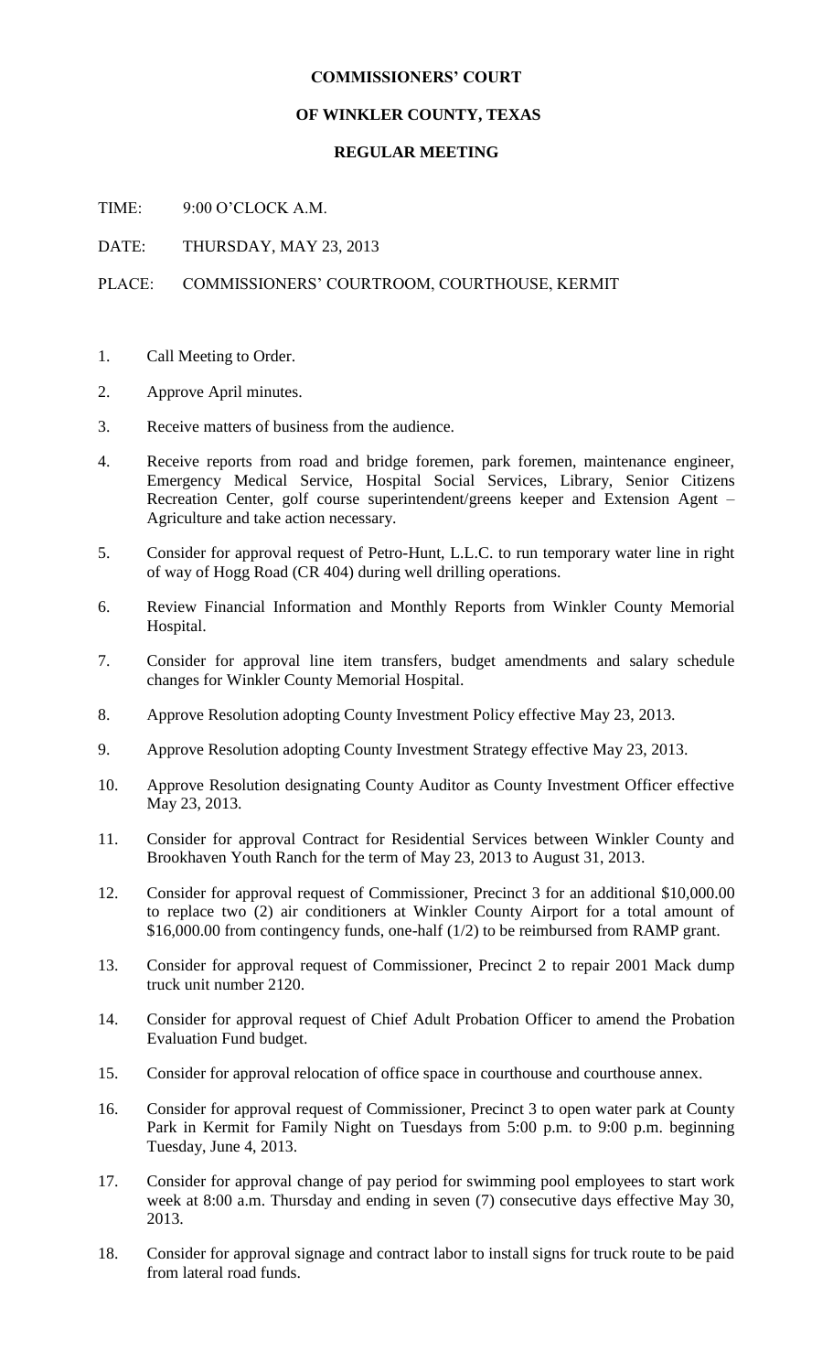**COMMISSIONERS' COURT**

**OF WINKLER COUNTY, TEXAS**

**REGULAR MEETING**

TIME: 9:00 O'CLOCK A.M.

DATE: THURSDAY, MAY 23, 2013

PLACE: COMMISSIONERS' COURTROOM, COURTHOUSE, KERMIT

1. Call Meeting to Order.
2. Approve April minutes.
3. Receive matters of business from the audience.
4. Receive reports from road and bridge foremen, park foremen, maintenance engineer, Emergency Medical Service, Hospital Social Services, Library, Senior Citizens Recreation Center, golf course superintendent/greens keeper and Extension Agent – Agriculture and take action necessary.
5. Consider for approval request of Petro-Hunt, L.L.C. to run temporary water line in right of way of Hogg Road (CR 404) during well drilling operations.
6. Review Financial Information and Monthly Reports from Winkler County Memorial Hospital.
7. Consider for approval line item transfers, budget amendments and salary schedule changes for Winkler County Memorial Hospital.
8. Approve Resolution adopting County Investment Policy effective May 23, 2013.
9. Approve Resolution adopting County Investment Strategy effective May 23, 2013.
10. Approve Resolution designating County Auditor as County Investment Officer effective May 23, 2013.
11. Consider for approval Contract for Residential Services between Winkler County and Brookhaven Youth Ranch for the term of May 23, 2013 to August 31, 2013.
12. Consider for approval request of Commissioner, Precinct 3 for an additional $10,000.00 to replace two (2) air conditioners at Winkler County Airport for a total amount of $16,000.00 from contingency funds, one-half (1/2) to be reimbursed from RAMP grant.
13. Consider for approval request of Commissioner, Precinct 2 to repair 2001 Mack dump truck unit number 2120.
14. Consider for approval request of Chief Adult Probation Officer to amend the Probation Evaluation Fund budget.
15. Consider for approval relocation of office space in courthouse and courthouse annex.
16. Consider for approval request of Commissioner, Precinct 3 to open water park at County Park in Kermit for Family Night on Tuesdays from 5:00 p.m. to 9:00 p.m. beginning Tuesday, June 4, 2013.
17. Consider for approval change of pay period for swimming pool employees to start work week at 8:00 a.m. Thursday and ending in seven (7) consecutive days effective May 30, 2013.
18. Consider for approval signage and contract labor to install signs for truck route to be paid from lateral road funds.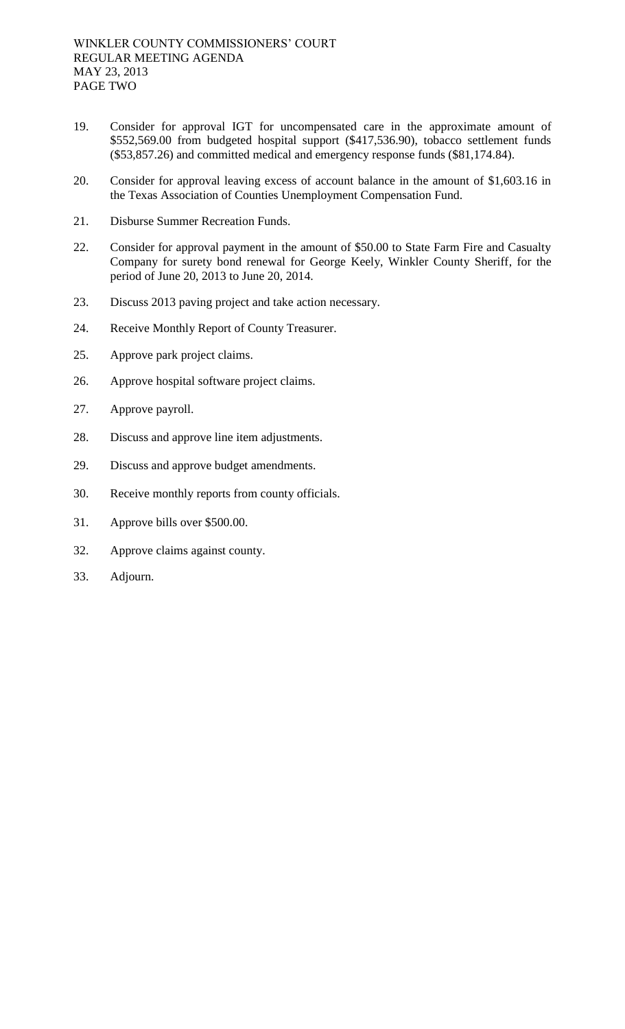19. Consider for approval IGT for uncompensated care in the approximate amount of $552,569.00 from budgeted hospital support ($417,536.90), tobacco settlement funds ($53,857.26) and committed medical and emergency response funds ($81,174.84).

20. Consider for approval leaving excess of account balance in the amount of $1,603.16 in the Texas Association of Counties Unemployment Compensation Fund.

21. Disburse Summer Recreation Funds.

22. Consider for approval payment in the amount of $50.00 to State Farm Fire and Casualty Company for surety bond renewal for George Keely, Winkler County Sheriff, for the period of June 20, 2013 to June 20, 2014.

23. Discuss 2013 paving project and take action necessary.

24. Receive Monthly Report of County Treasurer.

25. Approve park project claims.

26. Approve hospital software project claims.

27. Approve payroll.

28. Discuss and approve line item adjustments.

29. Discuss and approve budget amendments.

30. Receive monthly reports from county officials.

31. Approve bills over $500.00.

32. Approve claims against county.

33. Adjourn.